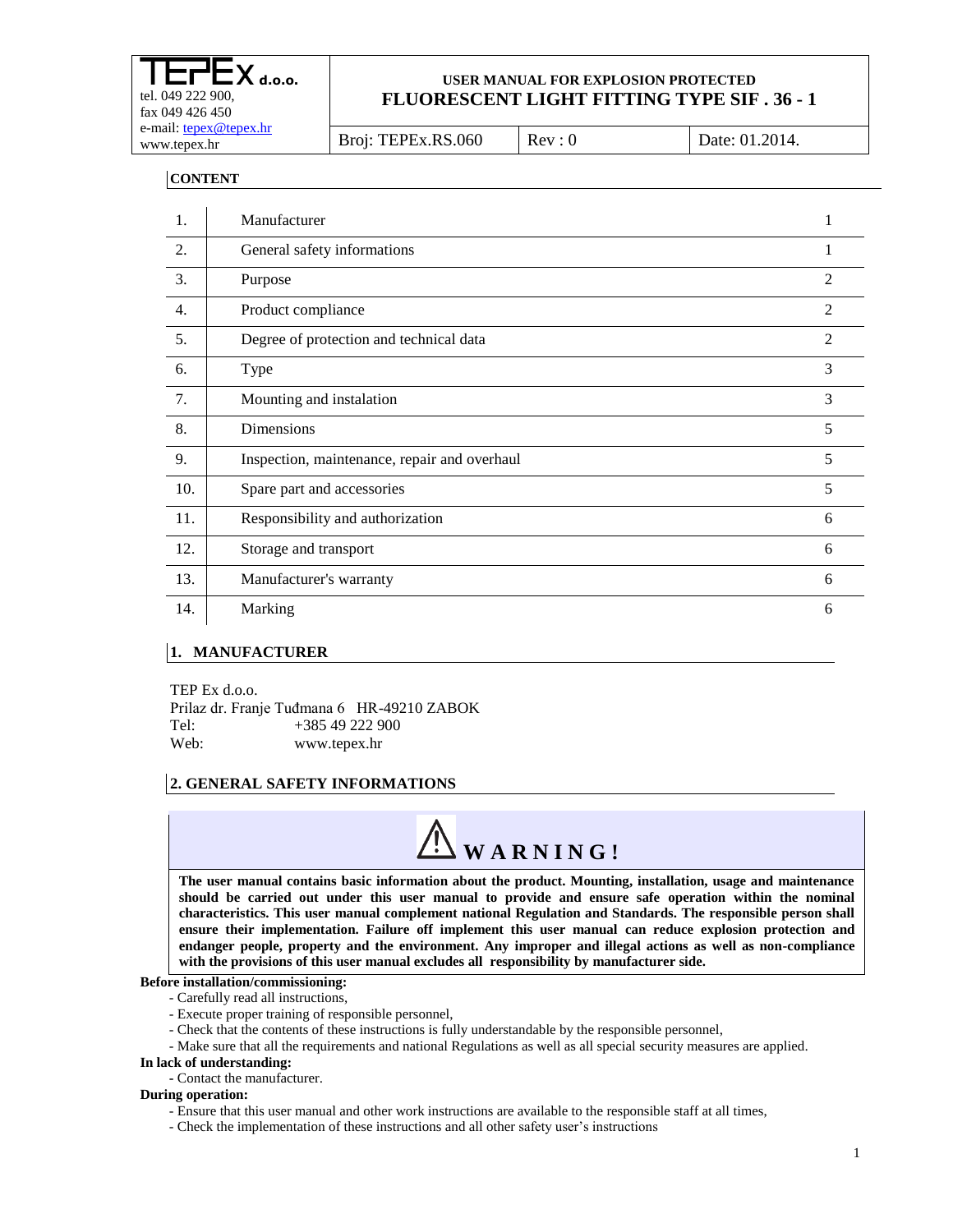| TEPEx d.o.o. tel. 049 222 900, fax 049 426 450 e-mail: tepex@tepex.hr www.tepex.hr | USER MANUAL FOR EXPLOSION PROTECTED **FLUORESCENT LIGHT FITTING TYPE SIF . 36 - 1** | | |
|---|---|---|---|
| | Broj: TEPEx.RS.060 | Rev : 0 | Date: 01.2014. |

## CONTENT

| | | |
|---|---|---|
| 1. | Manufacturer | 1 |
| 2. | General safety informations | 1 |
| 3. | Purpose | 2 |
| 4. | Product compliance | 2 |
| 5. | Degree of protection and technical data | 2 |
| 6. | Type | 3 |
| 7. | Mounting and instalation | 3 |
| 8. | Dimensions | 5 |
| 9. | Inspection, maintenance, repair and overhaul | 5 |
| 10. | Spare part and accessories | 5 |
| 11. | Responsibility and authorization | 6 |
| 12. | Storage and transport | 6 |
| 13. | Manufacturer's warranty | 6 |
| 14. | Marking | 6 |

## 1. MANUFACTURER

TEP Ex d.o.o.
Prilaz dr. Franje Tuđmana 6 HR-49210 ZABOK
Tel: +385 49 222 900
Web: www.tepex.hr

## 2. GENERAL SAFETY INFORMATIONS

**WARNING!**

**The user manual contains basic information about the product. Mounting, installation, usage and maintenance should be carried out under this user manual to provide and ensure safe operation within the nominal characteristics. This user manual complement national Regulation and Standards. The responsible person shall ensure their implementation. Failure off implement this user manual can reduce explosion protection and endanger people, property and the environment. Any improper and illegal actions as well as non-compliance with the provisions of this user manual excludes all responsibility by manufacturer side.**

**Before installation/commissioning:**

- Carefully read all instructions,
- Execute proper training of responsible personnel,
- Check that the contents of these instructions is fully understandable by the responsible personnel,
- Make sure that all the requirements and national Regulations as well as all special security measures are applied.

**In lack of understanding:**

- Contact the manufacturer.

**During operation:**

- Ensure that this user manual and other work instructions are available to the responsible staff at all times,
- Check the implementation of these instructions and all other safety user's instructions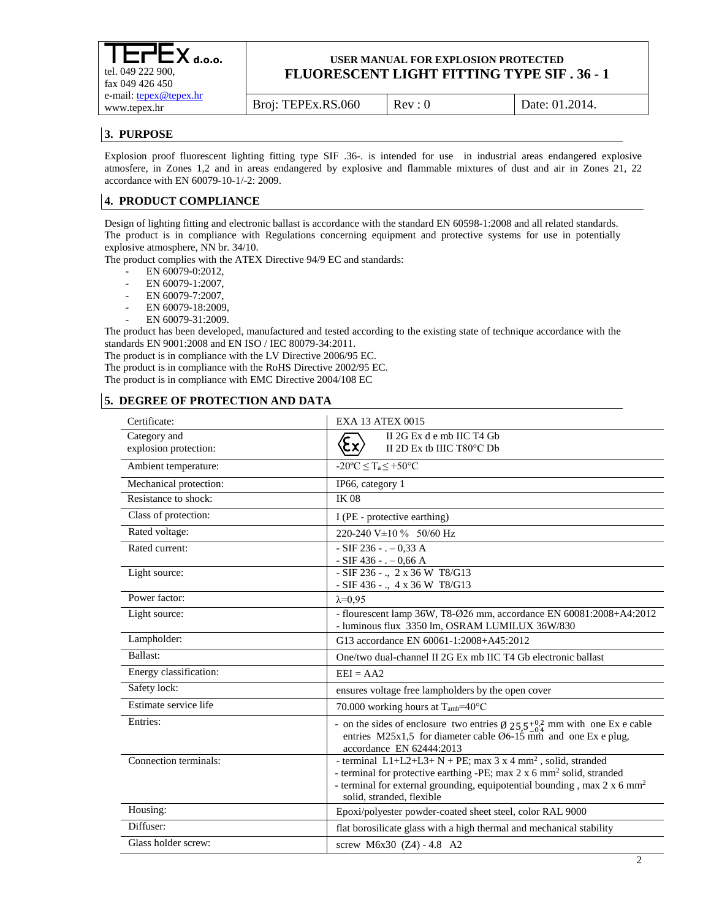## 3. PURPOSE

Explosion proof fluorescent lighting fitting type SIF .36-. is intended for use in industrial areas endangered explosive atmosfere, in Zones 1,2 and in areas endangered by explosive and flammable mixtures of dust and air in Zones 21, 22 accordance with EN 60079-10-1/-2: 2009.

## 4. PRODUCT COMPLIANCE

Design of lighting fitting and electronic ballast is accordance with the standard EN 60598-1:2008 and all related standards.
The product is in compliance with Regulations concerning equipment and protective systems for use in potentially explosive atmosphere, NN br. 34/10.
The product complies with the ATEX Directive 94/9 EC and standards:

- EN 60079-0:2012,
- EN 60079-1:2007,
- EN 60079-7:2007,
- EN 60079-18:2009,
- EN 60079-31:2009.

The product has been developed, manufactured and tested according to the existing state of technique accordance with the standards EN 9001:2008 and EN ISO / IEC 80079-34:2011.
The product is in compliance with the LV Directive 2006/95 EC.
The product is in compliance with the RoHS Directive 2002/95 EC.
The product is in compliance with EMC Directive 2004/108 EC

## 5. DEGREE OF PROTECTION AND DATA

| Certificate: | EXA 13 ATEX 0015 |
|---|---|
| Category and explosion protection: | Ex II 2G Ex d e mb IIC T4 Gb<br>II 2D Ex tb IIIC T80°C Db |
| Ambient temperature: | -20ºC ≤ $T_a$ ≤ +50°C |
| Mechanical protection: | IP66, category 1 |
| Resistance to shock: | IK 08 |
| Class of protection: | I (PE - protective earthing) |
| Rated voltage: | 220-240 V±10 % 50/60 Hz |
| Rated current: | - SIF 236 - . – 0,33 A<br>- SIF 436 - . – 0,66 A |
| Light source: | - SIF 236 - ., 2 x 36 W T8/G13<br>- SIF 436 - ., 4 x 36 W T8/G13 |
| Power factor: | λ=0,95 |
| Light source: | - flourescent lamp 36W, T8-Ø26 mm, accordance EN 60081:2008+A4:2012<br>- luminous flux 3350 lm, OSRAM LUMILUX 36W/830 |
| Lampholder: | G13 accordance EN 60061-1:2008+A45:2012 |
| Ballast: | One/two dual-channel II 2G Ex mb IIC T4 Gb electronic ballast |
| Energy classification: | EEI = AA2 |
| Safety lock: | ensures voltage free lampholders by the open cover |
| Estimate service life | 70.000 working hours at $T_{amb}$=40°C |
| Entries: | - on the sides of enclosure two entries Ø $25{,}5^{+0{,}2}_{-0{,}4}$ mm with one Ex e cable entries M25x1,5 for diameter cable Ø6-15 mm and one Ex e plug, accordance EN 62444:2013 |
| Connection terminals: | - terminal L1+L2+L3+ N + PE; max 3 x 4 mm$^2$ , solid, stranded<br>- terminal for protective earthing -PE; max 2 x 6 mm$^2$ solid, stranded<br>- terminal for external grounding, equipotential bounding , max 2 x 6 mm$^2$ solid, stranded, flexible |
| Housing: | Epoxi/polyester powder-coated sheet steel, color RAL 9000 |
| Diffuser: | flat borosilicate glass with a high thermal and mechanical stability |
| Glass holder screw: | screw M6x30 (Z4) - 4.8 A2 |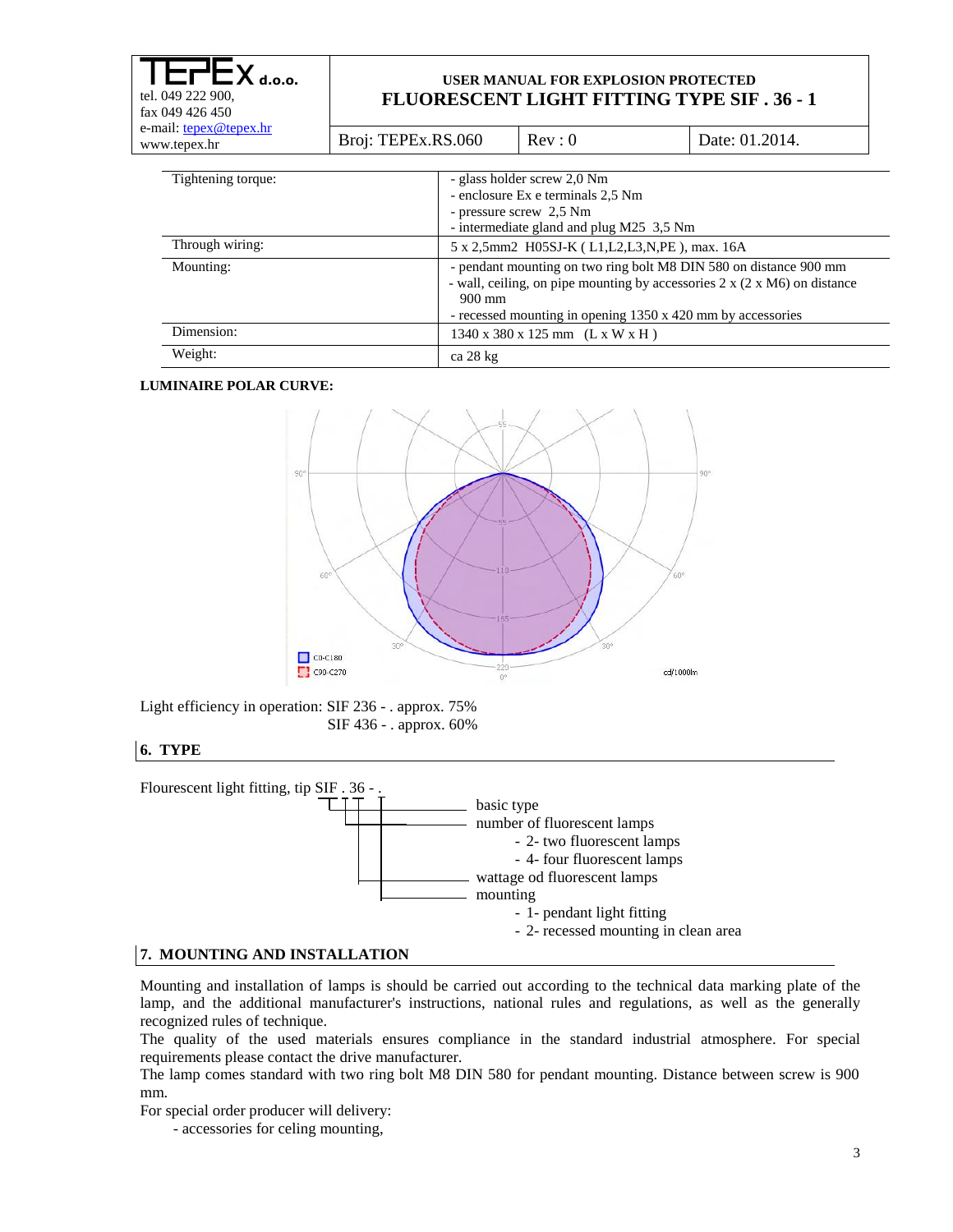| | |
|---|---|
| Tightening torque: | - glass holder screw 2,0 Nm<br>- enclosure Ex e terminals 2,5 Nm<br>- pressure screw 2,5 Nm<br>- intermediate gland and plug M25 3,5 Nm |
| Through wiring: | 5 x 2,5mm2 H05SJ-K ( L1,L2,L3,N,PE ), max. 16A |
| Mounting: | - pendant mounting on two ring bolt M8 DIN 580 on distance 900 mm<br>- wall, ceiling, on pipe mounting by accessories 2 x (2 x M6) on distance 900 mm<br>- recessed mounting in opening 1350 x 420 mm by accessories |
| Dimension: | 1340 x 380 x 125 mm (L x W x H ) |
| Weight: | ca 28 kg |

**LUMINAIRE POLAR CURVE:**

Light efficiency in operation: SIF 236 - . approx. 75%
SIF 436 - . approx. 60%

## 6. TYPE

Flourescent light fitting, tip SIF . 36 - .

- basic type
- number of fluorescent lamps
  - 2- two fluorescent lamps
  - 4- four fluorescent lamps
- wattage od fluorescent lamps
- mounting
  - 1- pendant light fitting
  - 2- recessed mounting in clean area

## 7. MOUNTING AND INSTALLATION

Mounting and installation of lamps is should be carried out according to the technical data marking plate of the lamp, and the additional manufacturer's instructions, national rules and regulations, as well as the generally recognized rules of technique.

The quality of the used materials ensures compliance in the standard industrial atmosphere. For special requirements please contact the drive manufacturer.

The lamp comes standard with two ring bolt M8 DIN 580 for pendant mounting. Distance between screw is 900 mm.

For special order producer will delivery:

- accessories for celing mounting,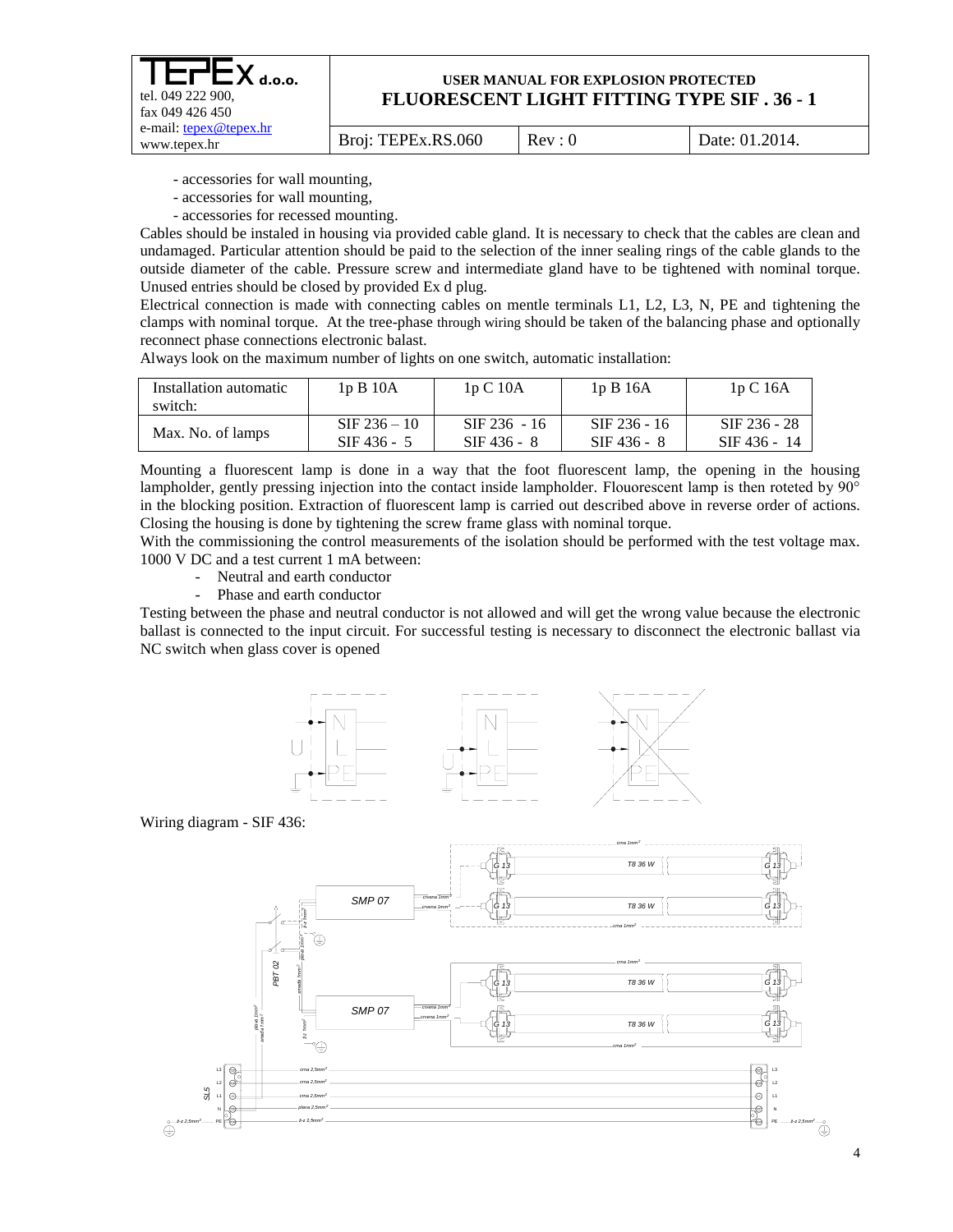- accessories for wall mounting,
- accessories for wall mounting,
- accessories for recessed mounting.

Cables should be instaled in housing via provided cable gland. It is necessary to check that the cables are clean and undamaged. Particular attention should be paid to the selection of the inner sealing rings of the cable glands to the outside diameter of the cable. Pressure screw and intermediate gland have to be tightened with nominal torque. Unused entries should be closed by provided Ex d plug.

Electrical connection is made with connecting cables on mentle terminals L1, L2, L3, N, PE and tightening the clamps with nominal torque. At the tree-phase through wiring should be taken of the balancing phase and optionally reconnect phase connections electronic balast.

Always look on the maximum number of lights on one switch, automatic installation:

| Installation automatic switch: | 1p B 10A | 1p C 10A | 1p B 16A | 1p C 16A |
|---|---|---|---|---|
| Max. No. of lamps | SIF 236 – 10<br>SIF 436 - 5 | SIF 236 - 16<br>SIF 436 - 8 | SIF 236 - 16<br>SIF 436 - 8 | SIF 236 - 28<br>SIF 436 - 14 |

Mounting a fluorescent lamp is done in a way that the foot fluorescent lamp, the opening in the housing lampholder, gently pressing injection into the contact inside lampholder. Flouorescent lamp is then roteted by 90° in the blocking position. Extraction of fluorescent lamp is carried out described above in reverse order of actions. Closing the housing is done by tightening the screw frame glass with nominal torque.

With the commissioning the control measurements of the isolation should be performed with the test voltage max. 1000 V DC and a test current 1 mA between:

- Neutral and earth conductor
- Phase and earth conductor

Testing between the phase and neutral conductor is not allowed and will get the wrong value because the electronic ballast is connected to the input circuit. For successful testing is necessary to disconnect the electronic ballast via NC switch when glass cover is opened

Wiring diagram - SIF 436: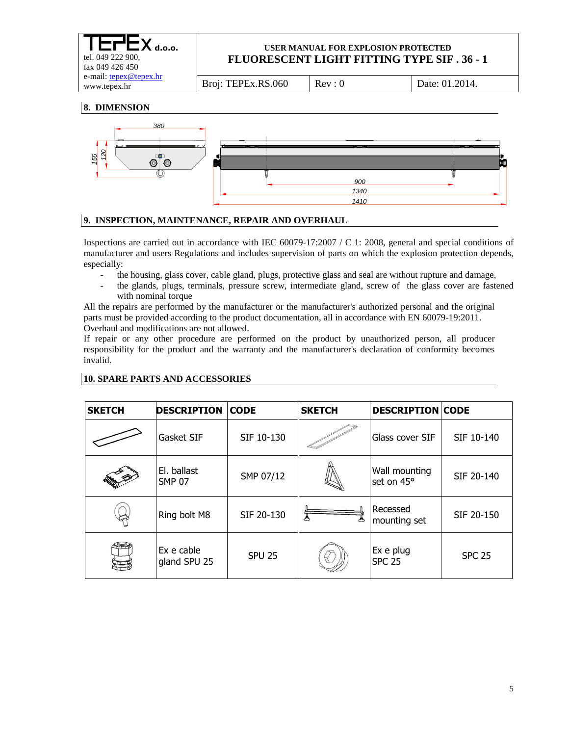## 8. DIMENSION

380

155 120

900
1340
1410

## 9. INSPECTION, MAINTENANCE, REPAIR AND OVERHAUL

Inspections are carried out in accordance with IEC 60079-17:2007 / C 1: 2008, general and special conditions of manufacturer and users Regulations and includes supervision of parts on which the explosion protection depends, especially:

- the housing, glass cover, cable gland, plugs, protective glass and seal are without rupture and damage,
- the glands, plugs, terminals, pressure screw, intermediate gland, screw of the glass cover are fastened with nominal torque

All the repairs are performed by the manufacturer or the manufacturer's authorized personal and the original parts must be provided according to the product documentation, all in accordance with EN 60079-19:2011.
Overhaul and modifications are not allowed.
If repair or any other procedure are performed on the product by unauthorized person, all producer responsibility for the product and the warranty and the manufacturer's declaration of conformity becomes invalid.

## 10. SPARE PARTS AND ACCESSORIES

| SKETCH | DESCRIPTION | CODE | SKETCH | DESCRIPTION | CODE |
|---|---|---|---|---|---|
| | Gasket SIF | SIF 10-130 | | Glass cover SIF | SIF 10-140 |
| | El. ballast SMP 07 | SMP 07/12 | | Wall mounting set on 45° | SIF 20-140 |
| | Ring bolt M8 | SIF 20-130 | | Recessed mounting set | SIF 20-150 |
| | Ex e cable gland SPU 25 | SPU 25 | | Ex e plug SPC 25 | SPC 25 |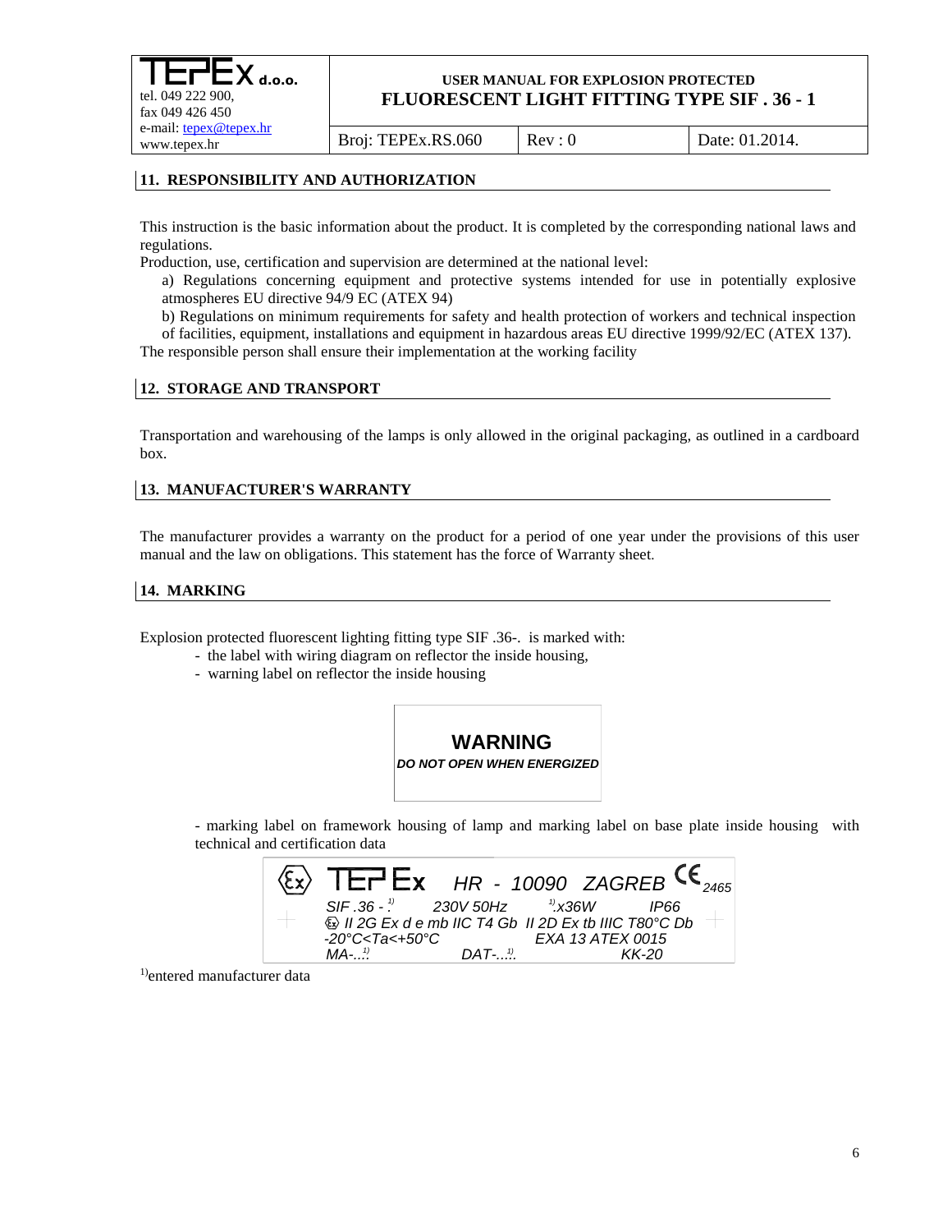## 11. RESPONSIBILITY AND AUTHORIZATION

This instruction is the basic information about the product. It is completed by the corresponding national laws and regulations.

Production, use, certification and supervision are determined at the national level:

a) Regulations concerning equipment and protective systems intended for use in potentially explosive atmospheres EU directive 94/9 EC (ATEX 94)

b) Regulations on minimum requirements for safety and health protection of workers and technical inspection of facilities, equipment, installations and equipment in hazardous areas EU directive 1999/92/EC (ATEX 137).

The responsible person shall ensure their implementation at the working facility

## 12. STORAGE AND TRANSPORT

Transportation and warehousing of the lamps is only allowed in the original packaging, as outlined in a cardboard box.

## 13. MANUFACTURER'S WARRANTY

The manufacturer provides a warranty on the product for a period of one year under the provisions of this user manual and the law on obligations. This statement has the force of Warranty sheet.

## 14. MARKING

Explosion protected fluorescent lighting fitting type SIF .36-. is marked with:

- the label with wiring diagram on reflector the inside housing,
- warning label on reflector the inside housing

**WARNING**

***DO NOT OPEN WHEN ENERGIZED***

- marking label on framework housing of lamp and marking label on base plate inside housing with technical and certification data

*TEPEx HR - 10090 ZAGREB CE 2465*

*SIF .36 - .[1] 230V 50Hz [1].x36W IP66*

*II 2G Ex d e mb IIC T4 Gb II 2D Ex tb IIIC T80°C Db*

*-20°C<Ta<+50°C EXA 13 ATEX 0015*

*MA-...[1] DAT-...[1] KK-20*

[1]entered manufacturer data